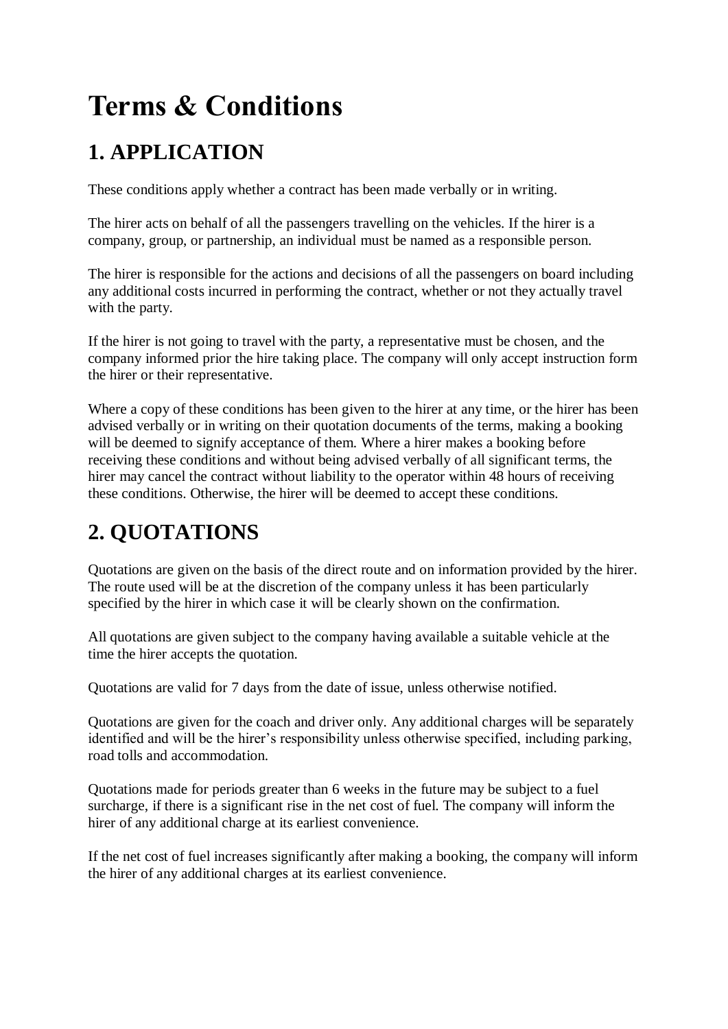# Terms & Conditions

## 1. APPLICATION

These conditions apply whether a contract has been made verbally or in writing.

The hirer acts on behalf of all the passengers travelling on the vehicles. If the hirer is a company, group, or partnership, an individual must be named as a responsible person.

The hirer is responsible for the actions and decisions of all the passengers on board including any additional costs incurred in performing the contract, whether or not they actually travel with the party.

If the hirer is not going to travel with the party, a representative must be chosen, and the company informed prior the hire taking place. The company will only accept instruction form the hirer or their representative.

Where a copy of these conditions has been given to the hirer at any time, or the hirer has been advised verbally or in writing on their quotation documents of the terms, making a booking will be deemed to signify acceptance of them. Where a hirer makes a booking before receiving these conditions and without being advised verbally of all significant terms, the hirer may cancel the contract without liability to the operator within 48 hours of receiving these conditions. Otherwise, the hirer will be deemed to accept these conditions.

## 2. QUOTATIONS

Quotations are given on the basis of the direct route and on information provided by the hirer. The route used will be at the discretion of the company unless it has been particularly specified by the hirer in which case it will be clearly shown on the confirmation.

All quotations are given subject to the company having available a suitable vehicle at the time the hirer accepts the quotation.

Quotations are valid for 7 days from the date of issue, unless otherwise notified.

Quotations are given for the coach and driver only. Any additional charges will be separately identified and will be the hirer's responsibility unless otherwise specified, including parking, road tolls and accommodation.

Quotations made for periods greater than 6 weeks in the future may be subject to a fuel surcharge, if there is a significant rise in the net cost of fuel. The company will inform the hirer of any additional charge at its earliest convenience.

If the net cost of fuel increases significantly after making a booking, the company will inform the hirer of any additional charges at its earliest convenience.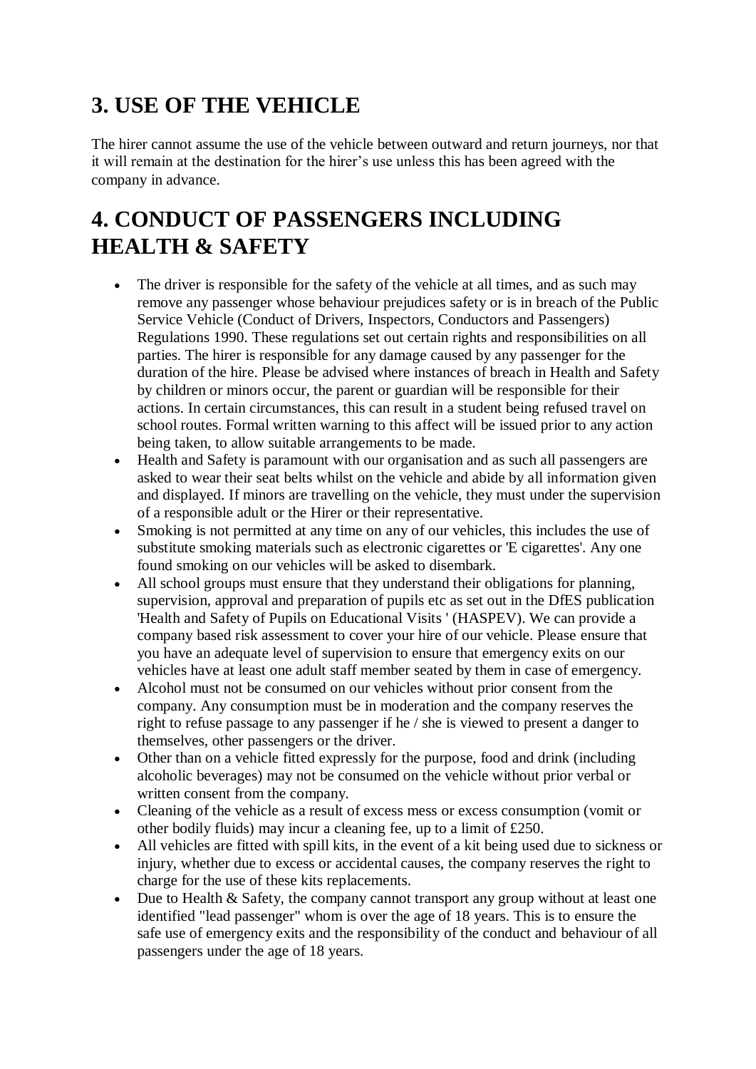# 3. USE OF THE VEHICLE

The hirer cannot assume the use of the vehicle between outward and return journeys, nor that it will remain at the destination for the hirer's use unless this has been agreed with the company in advance.

# 4. CONDUCT OF PASSENGERS INCLUDING HEALTH & SAFETY

- The driver is responsible for the safety of the vehicle at all times, and as such may remove any passenger whose behaviour prejudices safety or is in breach of the Public Service Vehicle (Conduct of Drivers, Inspectors, Conductors and Passengers) Regulations 1990. These regulations set out certain rights and responsibilities on all parties. The hirer is responsible for any damage caused by any passenger for the duration of the hire. Please be advised where instances of breach in Health and Safety by children or minors occur, the parent or guardian will be responsible for their actions. In certain circumstances, this can result in a student being refused travel on school routes. Formal written warning to this affect will be issued prior to any action being taken, to allow suitable arrangements to be made.
- Health and Safety is paramount with our organisation and as such all passengers are asked to wear their seat belts whilst on the vehicle and abide by all information given and displayed. If minors are travelling on the vehicle, they must under the supervision of a responsible adult or the Hirer or their representative.
- Smoking is not permitted at any time on any of our vehicles, this includes the use of substitute smoking materials such as electronic cigarettes or 'E cigarettes'. Any one found smoking on our vehicles will be asked to disembark.
- All school groups must ensure that they understand their obligations for planning, supervision, approval and preparation of pupils etc as set out in the DfES publication 'Health and Safety of Pupils on Educational Visits ' (HASPEV). We can provide a company based risk assessment to cover your hire of our vehicle. Please ensure that you have an adequate level of supervision to ensure that emergency exits on our vehicles have at least one adult staff member seated by them in case of emergency.
- Alcohol must not be consumed on our vehicles without prior consent from the company. Any consumption must be in moderation and the company reserves the right to refuse passage to any passenger if he / she is viewed to present a danger to themselves, other passengers or the driver.
- Other than on a vehicle fitted expressly for the purpose, food and drink (including alcoholic beverages) may not be consumed on the vehicle without prior verbal or written consent from the company.
- Cleaning of the vehicle as a result of excess mess or excess consumption (vomit or other bodily fluids) may incur a cleaning fee, up to a limit of £250.
- All vehicles are fitted with spill kits, in the event of a kit being used due to sickness or injury, whether due to excess or accidental causes, the company reserves the right to charge for the use of these kits replacements.
- Due to Health & Safety, the company cannot transport any group without at least one identified "lead passenger" whom is over the age of 18 years. This is to ensure the safe use of emergency exits and the responsibility of the conduct and behaviour of all passengers under the age of 18 years.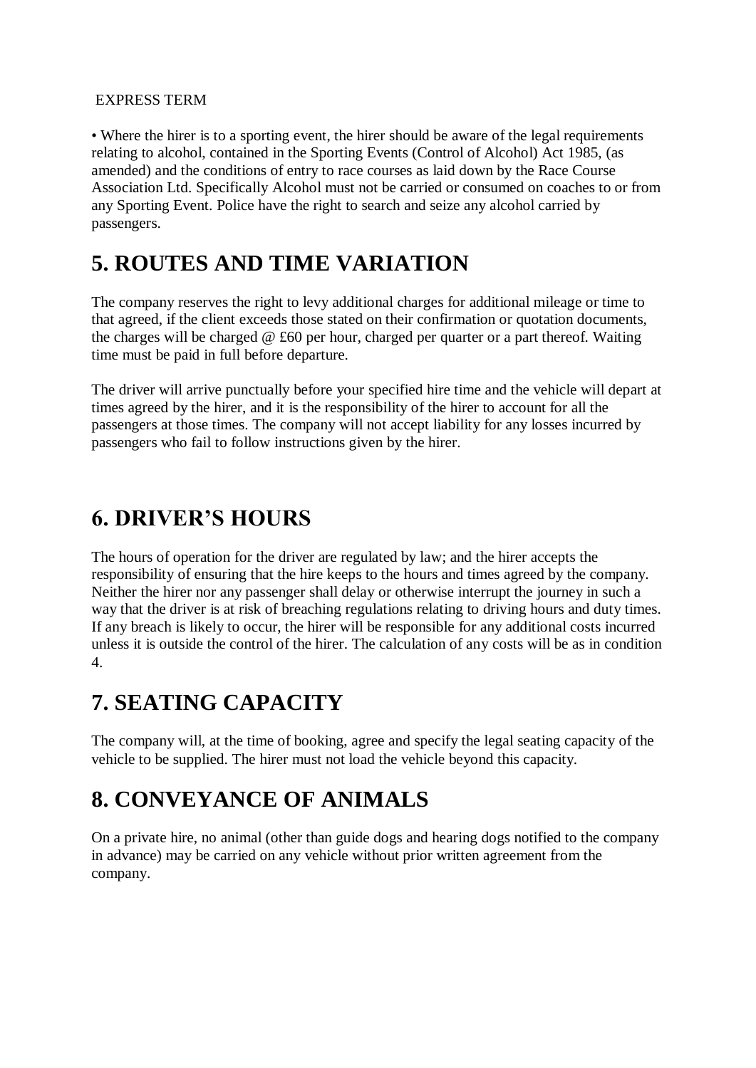EXPRESS TERM

• Where the hirer is to a sporting event, the hirer should be aware of the legal requirements relating to alcohol, contained in the Sporting Events (Control of Alcohol) Act 1985, (as amended) and the conditions of entry to race courses as laid down by the Race Course Association Ltd. Specifically Alcohol must not be carried or consumed on coaches to or from any Sporting Event. Police have the right to search and seize any alcohol carried by passengers.

# 5. ROUTES AND TIME VARIATION

The company reserves the right to levy additional charges for additional mileage or time to that agreed, if the client exceeds those stated on their confirmation or quotation documents, the charges will be charged @ £60 per hour, charged per quarter or a part thereof. Waiting time must be paid in full before departure.

The driver will arrive punctually before your specified hire time and the vehicle will depart at times agreed by the hirer, and it is the responsibility of the hirer to account for all the passengers at those times. The company will not accept liability for any losses incurred by passengers who fail to follow instructions given by the hirer.

# 6. DRIVER'S HOURS

The hours of operation for the driver are regulated by law; and the hirer accepts the responsibility of ensuring that the hire keeps to the hours and times agreed by the company. Neither the hirer nor any passenger shall delay or otherwise interrupt the journey in such a way that the driver is at risk of breaching regulations relating to driving hours and duty times. If any breach is likely to occur, the hirer will be responsible for any additional costs incurred unless it is outside the control of the hirer. The calculation of any costs will be as in condition 4.

# 7. SEATING CAPACITY

The company will, at the time of booking, agree and specify the legal seating capacity of the vehicle to be supplied. The hirer must not load the vehicle beyond this capacity.

# 8. CONVEYANCE OF ANIMALS

On a private hire, no animal (other than guide dogs and hearing dogs notified to the company in advance) may be carried on any vehicle without prior written agreement from the company.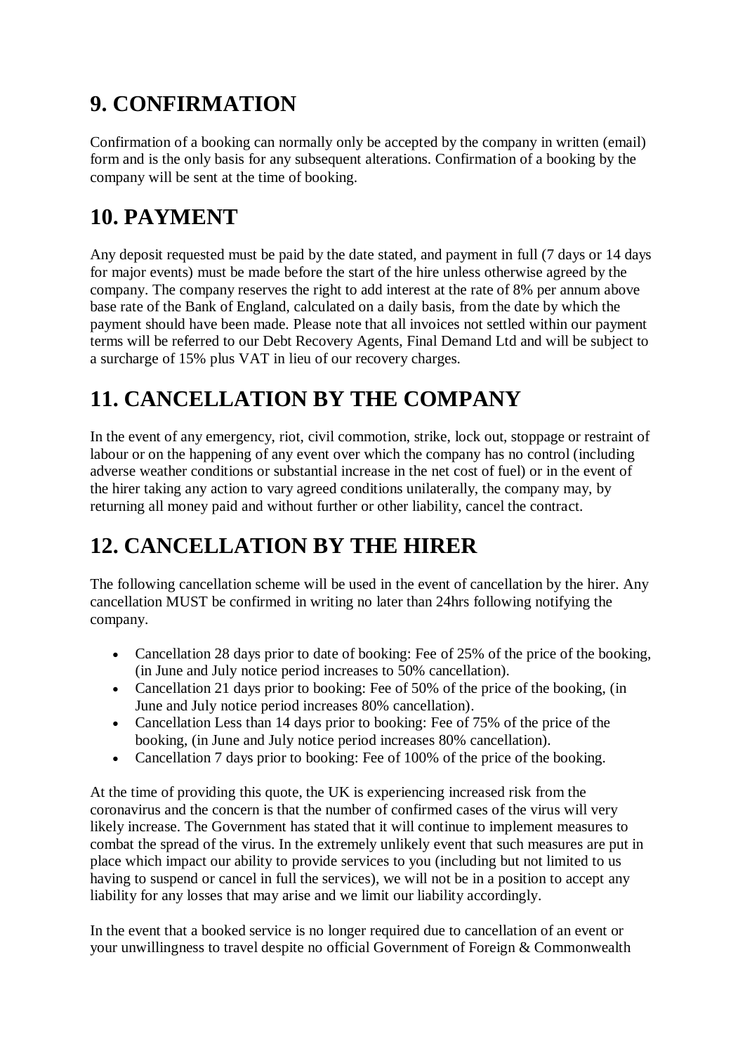## 9. CONFIRMATION

Confirmation of a booking can normally only be accepted by the company in written (email) form and is the only basis for any subsequent alterations. Confirmation of a booking by the company will be sent at the time of booking.

## 10. PAYMENT

Any deposit requested must be paid by the date stated, and payment in full (7 days or 14 days for major events) must be made before the start of the hire unless otherwise agreed by the company. The company reserves the right to add interest at the rate of 8% per annum above base rate of the Bank of England, calculated on a daily basis, from the date by which the payment should have been made. Please note that all invoices not settled within our payment terms will be referred to our Debt Recovery Agents, Final Demand Ltd and will be subject to a surcharge of 15% plus VAT in lieu of our recovery charges.

## 11. CANCELLATION BY THE COMPANY

In the event of any emergency, riot, civil commotion, strike, lock out, stoppage or restraint of labour or on the happening of any event over which the company has no control (including adverse weather conditions or substantial increase in the net cost of fuel) or in the event of the hirer taking any action to vary agreed conditions unilaterally, the company may, by returning all money paid and without further or other liability, cancel the contract.

## 12. CANCELLATION BY THE HIRER

The following cancellation scheme will be used in the event of cancellation by the hirer. Any cancellation MUST be confirmed in writing no later than 24hrs following notifying the company.

- Cancellation 28 days prior to date of booking: Fee of 25% of the price of the booking, (in June and July notice period increases to 50% cancellation).
- Cancellation 21 days prior to booking: Fee of 50% of the price of the booking, (in June and July notice period increases 80% cancellation).
- Cancellation Less than 14 days prior to booking: Fee of 75% of the price of the booking, (in June and July notice period increases 80% cancellation).
- Cancellation 7 days prior to booking: Fee of 100% of the price of the booking.

At the time of providing this quote, the UK is experiencing increased risk from the coronavirus and the concern is that the number of confirmed cases of the virus will very likely increase. The Government has stated that it will continue to implement measures to combat the spread of the virus. In the extremely unlikely event that such measures are put in place which impact our ability to provide services to you (including but not limited to us having to suspend or cancel in full the services), we will not be in a position to accept any liability for any losses that may arise and we limit our liability accordingly.

In the event that a booked service is no longer required due to cancellation of an event or your unwillingness to travel despite no official Government of Foreign & Commonwealth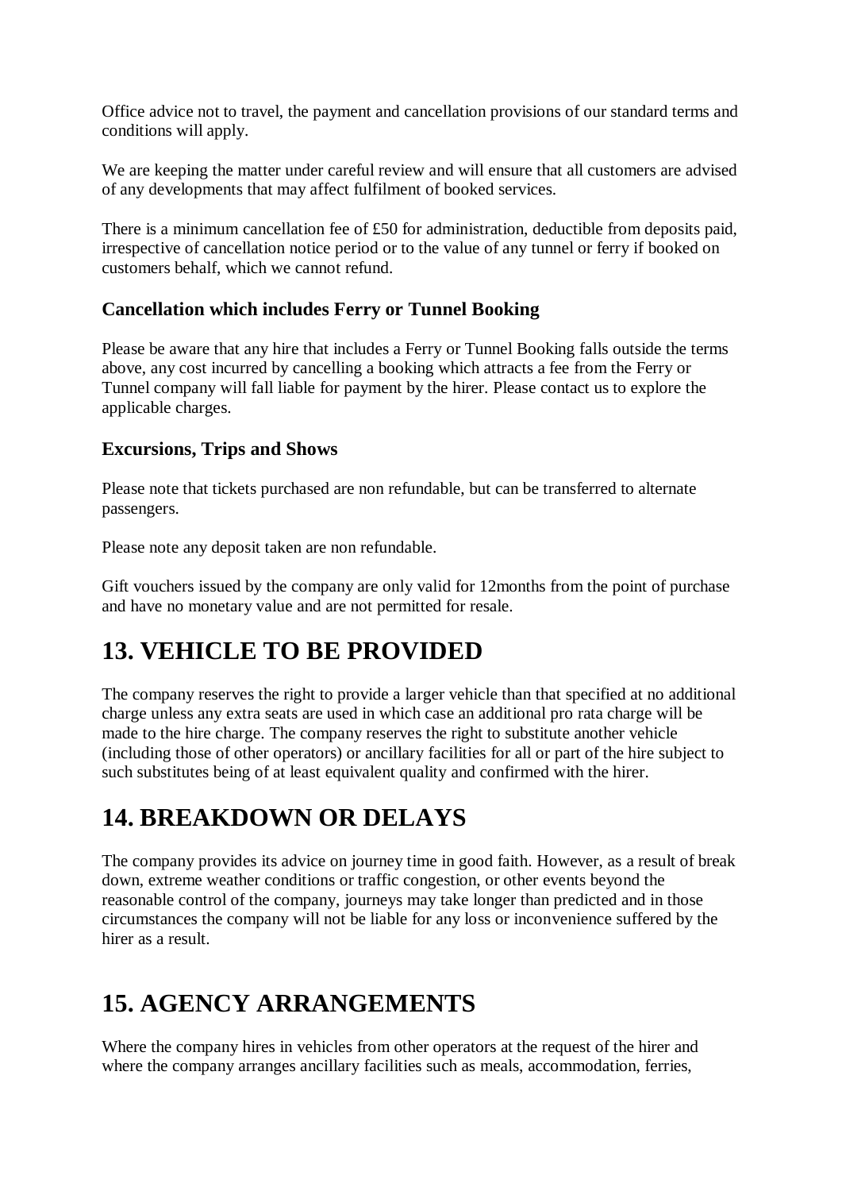Office advice not to travel, the payment and cancellation provisions of our standard terms and conditions will apply.

We are keeping the matter under careful review and will ensure that all customers are advised of any developments that may affect fulfilment of booked services.

There is a minimum cancellation fee of £50 for administration, deductible from deposits paid, irrespective of cancellation notice period or to the value of any tunnel or ferry if booked on customers behalf, which we cannot refund.

### Cancellation which includes Ferry or Tunnel Booking

Please be aware that any hire that includes a Ferry or Tunnel Booking falls outside the terms above, any cost incurred by cancelling a booking which attracts a fee from the Ferry or Tunnel company will fall liable for payment by the hirer. Please contact us to explore the applicable charges.

### Excursions, Trips and Shows

Please note that tickets purchased are non refundable, but can be transferred to alternate passengers.

Please note any deposit taken are non refundable.

Gift vouchers issued by the company are only valid for 12months from the point of purchase and have no monetary value and are not permitted for resale.

# 13. VEHICLE TO BE PROVIDED

The company reserves the right to provide a larger vehicle than that specified at no additional charge unless any extra seats are used in which case an additional pro rata charge will be made to the hire charge. The company reserves the right to substitute another vehicle (including those of other operators) or ancillary facilities for all or part of the hire subject to such substitutes being of at least equivalent quality and confirmed with the hirer.

# 14. BREAKDOWN OR DELAYS

The company provides its advice on journey time in good faith. However, as a result of break down, extreme weather conditions or traffic congestion, or other events beyond the reasonable control of the company, journeys may take longer than predicted and in those circumstances the company will not be liable for any loss or inconvenience suffered by the hirer as a result.

# 15. AGENCY ARRANGEMENTS

Where the company hires in vehicles from other operators at the request of the hirer and where the company arranges ancillary facilities such as meals, accommodation, ferries,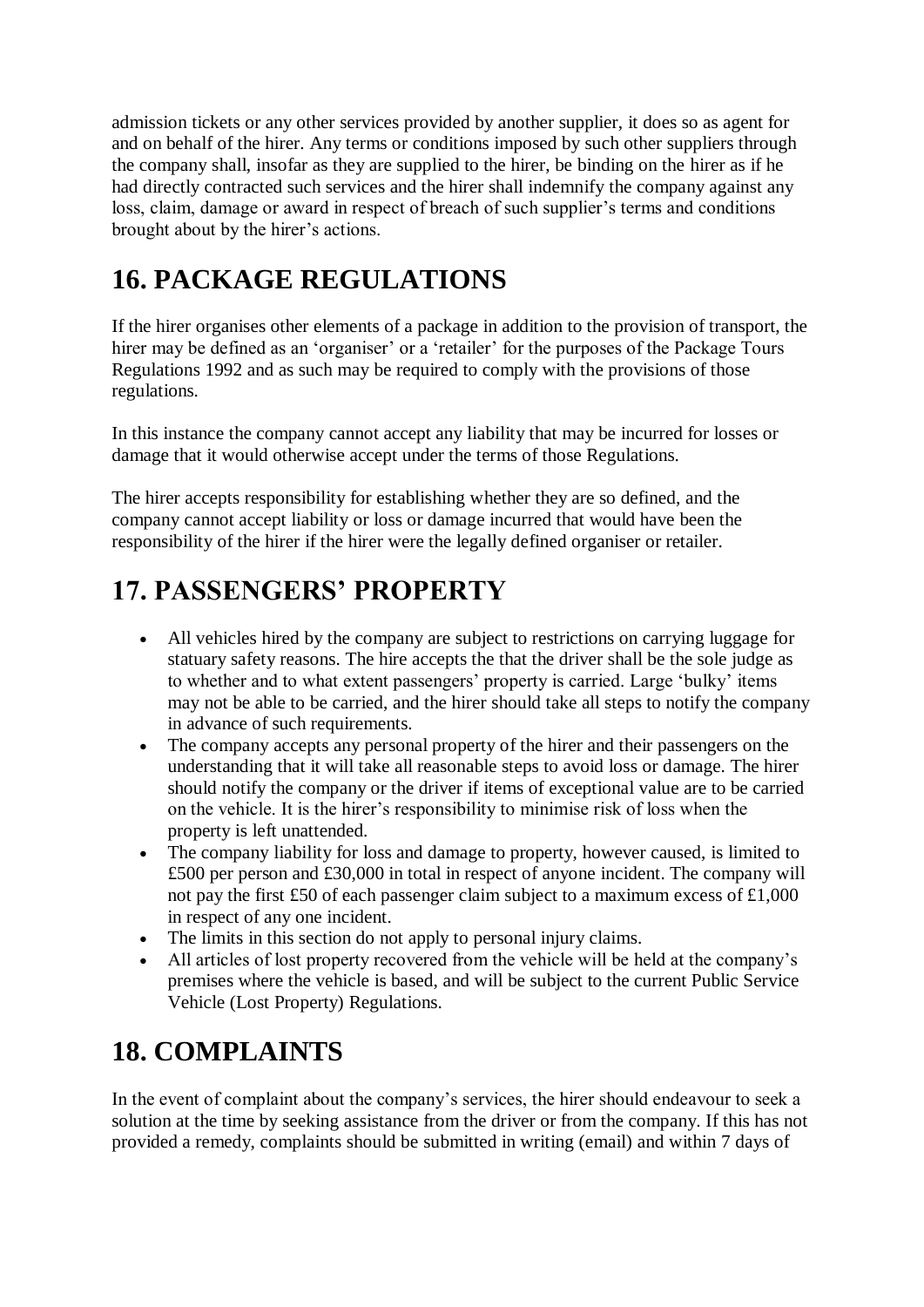admission tickets or any other services provided by another supplier, it does so as agent for and on behalf of the hirer. Any terms or conditions imposed by such other suppliers through the company shall, insofar as they are supplied to the hirer, be binding on the hirer as if he had directly contracted such services and the hirer shall indemnify the company against any loss, claim, damage or award in respect of breach of such supplier's terms and conditions brought about by the hirer's actions.

# 16. PACKAGE REGULATIONS

If the hirer organises other elements of a package in addition to the provision of transport, the hirer may be defined as an 'organiser' or a 'retailer' for the purposes of the Package Tours Regulations 1992 and as such may be required to comply with the provisions of those regulations.

In this instance the company cannot accept any liability that may be incurred for losses or damage that it would otherwise accept under the terms of those Regulations.

The hirer accepts responsibility for establishing whether they are so defined, and the company cannot accept liability or loss or damage incurred that would have been the responsibility of the hirer if the hirer were the legally defined organiser or retailer.

# 17. PASSENGERS' PROPERTY

- All vehicles hired by the company are subject to restrictions on carrying luggage for statuary safety reasons. The hire accepts the that the driver shall be the sole judge as to whether and to what extent passengers' property is carried. Large 'bulky' items may not be able to be carried, and the hirer should take all steps to notify the company in advance of such requirements.
- The company accepts any personal property of the hirer and their passengers on the understanding that it will take all reasonable steps to avoid loss or damage. The hirer should notify the company or the driver if items of exceptional value are to be carried on the vehicle. It is the hirer's responsibility to minimise risk of loss when the property is left unattended.
- The company liability for loss and damage to property, however caused, is limited to £500 per person and £30,000 in total in respect of anyone incident. The company will not pay the first £50 of each passenger claim subject to a maximum excess of £1,000 in respect of any one incident.
- The limits in this section do not apply to personal injury claims.
- All articles of lost property recovered from the vehicle will be held at the company's premises where the vehicle is based, and will be subject to the current Public Service Vehicle (Lost Property) Regulations.

# 18. COMPLAINTS

In the event of complaint about the company's services, the hirer should endeavour to seek a solution at the time by seeking assistance from the driver or from the company. If this has not provided a remedy, complaints should be submitted in writing (email) and within 7 days of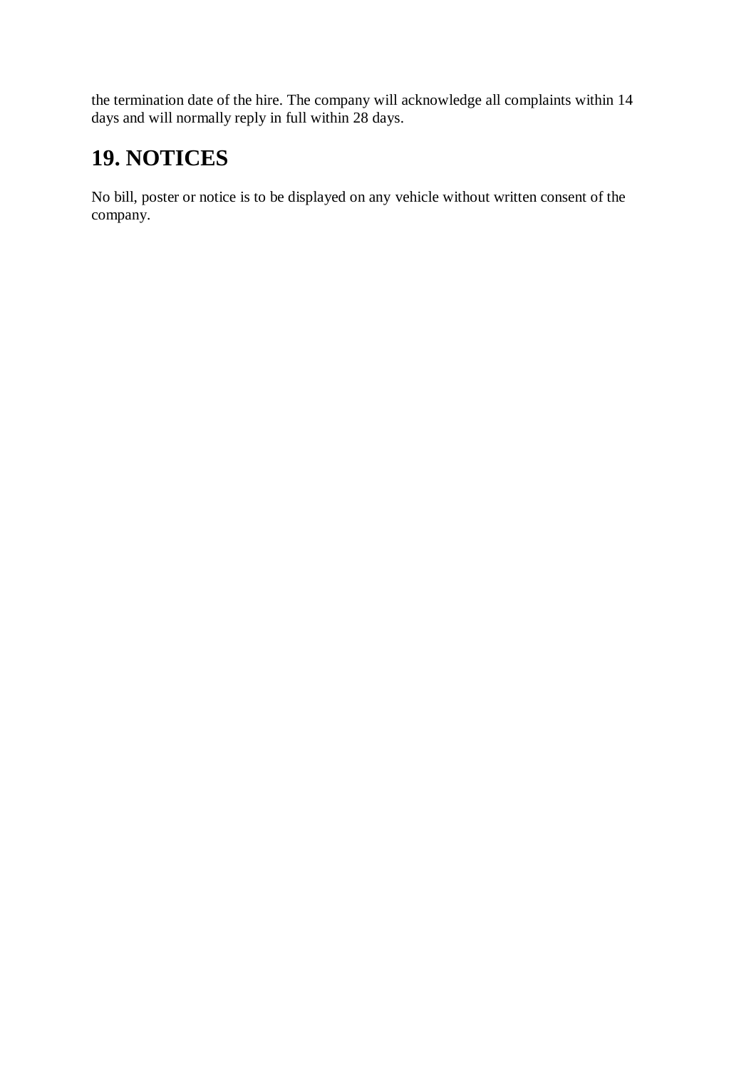the termination date of the hire. The company will acknowledge all complaints within 14 days and will normally reply in full within 28 days.

# 19. NOTICES

No bill, poster or notice is to be displayed on any vehicle without written consent of the company.